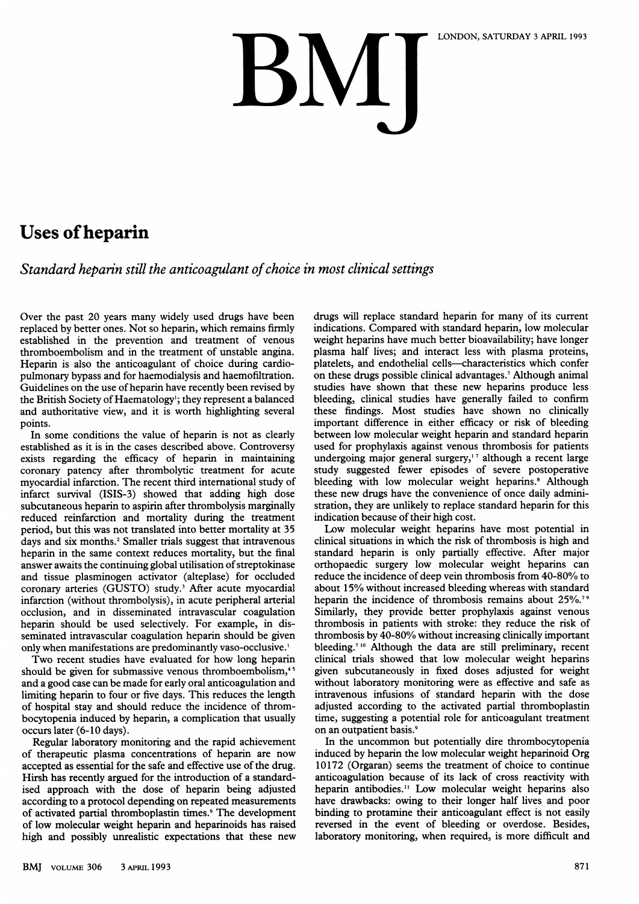# Uses of heparin

*Standard heparin still the anticoagulant of choice in most clinical settings*

Over the past 20 years many widely used drugs have been replaced by better ones. Not so heparin, which remains firmly established in the prevention and treatment of venous thromboembolism and in the treatment of unstable angina. Heparin is also the anticoagulant of choice during cardiopulmonary bypass and for haemodialysis and haemofiltration. Guidelines on the use of heparin have recently been revised by the British Society of Haematology[1]; they represent a balanced and authoritative view, and it is worth highlighting several points.

In some conditions the value of heparin is not as clearly established as it is in the cases described above. Controversy exists regarding the efficacy of heparin in maintaining coronary patency after thrombolytic treatment for acute myocardial infarction. The recent third international study of infarct survival (ISIS-3) showed that adding high dose subcutaneous heparin to aspirin after thrombolysis marginally reduced reinfarction and mortality during the treatment period, but this was not translated into better mortality at 35 days and six months.[2] Smaller trials suggest that intravenous heparin in the same context reduces mortality, but the final answer awaits the continuing global utilisation of streptokinase and tissue plasminogen activator (alteplase) for occluded coronary arteries (GUSTO) study.[3] After acute myocardial infarction (without thrombolysis), in acute peripheral arterial occlusion, and in disseminated intravascular coagulation heparin should be used selectively. For example, in disseminated intravascular coagulation heparin should be given only when manifestations are predominantly vaso-occlusive.[1]

Two recent studies have evaluated for how long heparin should be given for submassive venous thromboembolism,[4,5] and a good case can be made for early oral anticoagulation and limiting heparin to four or five days. This reduces the length of hospital stay and should reduce the incidence of thrombocytopenia induced by heparin, a complication that usually occurs later (6-10 days).

Regular laboratory monitoring and the rapid achievement of therapeutic plasma concentrations of heparin are now accepted as essential for the safe and effective use of the drug. Hirsh has recently argued for the introduction of a standardised approach with the dose of heparin being adjusted according to a protocol depending on repeated measurements of activated partial thromboplastin times.[6] The development of low molecular weight heparin and heparinoids has raised high and possibly unrealistic expectations that these new drugs will replace standard heparin for many of its current indications. Compared with standard heparin, low molecular weight heparins have much better bioavailability; have longer plasma half lives; and interact less with plasma proteins, platelets, and endothelial cells—characteristics which confer on these drugs possible clinical advantages.[7] Although animal studies have shown that these new heparins produce less bleeding, clinical studies have generally failed to confirm these findings. Most studies have shown no clinically important difference in either efficacy or risk of bleeding between low molecular weight heparin and standard heparin used for prophylaxis against venous thrombosis for patients undergoing major general surgery,[1,7] although a recent large study suggested fewer episodes of severe postoperative bleeding with low molecular weight heparins.[8] Although these new drugs have the convenience of once daily administration, they are unlikely to replace standard heparin for this indication because of their high cost.

Low molecular weight heparins have most potential in clinical situations in which the risk of thrombosis is high and standard heparin is only partially effective. After major orthopaedic surgery low molecular weight heparins can reduce the incidence of deep vein thrombosis from 40-80% to about 15% without increased bleeding whereas with standard heparin the incidence of thrombosis remains about 25%.[7,9] Similarly, they provide better prophylaxis against venous thrombosis in patients with stroke: they reduce the risk of thrombosis by 40-80% without increasing clinically important bleeding.[7,10] Although the data are still preliminary, recent clinical trials showed that low molecular weight heparins given subcutaneously in fixed doses adjusted for weight without laboratory monitoring were as effective and safe as intravenous infusions of standard heparin with the dose adjusted according to the activated partial thromboplastin time, suggesting a potential role for anticoagulant treatment on an outpatient basis.[9]

In the uncommon but potentially dire thrombocytopenia induced by heparin the low molecular weight heparinoid Org 10172 (Orgaran) seems the treatment of choice to continue anticoagulation because of its lack of cross reactivity with heparin antibodies.[11] Low molecular weight heparins also have drawbacks: owing to their longer half lives and poor binding to protamine their anticoagulant effect is not easily reversed in the event of bleeding or overdose. Besides, laboratory monitoring, when required, is more difficult and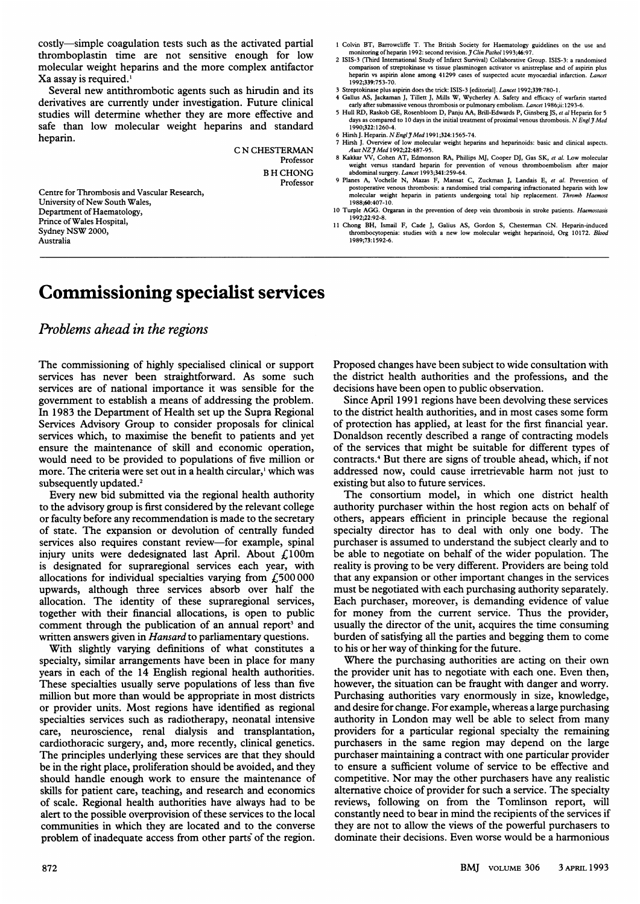costly—simple coagulation tests such as the activated partial thromboplastin time are not sensitive enough for low molecular weight heparins and the more complex antifactor Xa assay is required.[1]

Several new antithrombotic agents such as hirudin and its derivatives are currently under investigation. Future clinical studies will determine whether they are more effective and safe than low molecular weight heparins and standard heparin.

C N CHESTERMAN
Professor

B H CHONG
Professor

Centre for Thrombosis and Vascular Research,
University of New South Wales,
Department of Haematology,
Prince of Wales Hospital,
Sydney NSW 2000,
Australia

1 Colvin BT, Barrowcliffe T. The British Society for Haematology guidelines on the use and monitoring of heparin 1992: second revision. *J Clin Pathol* 1993;46:97.
2 ISIS-3 (Third International Study of Infarct Survival) Collaborative Group. ISIS-3: a randomised comparison of streptokinase vs tissue plasminogen activator vs anistreplase and of aspirin plus heparin vs aspirin alone among 41299 cases of suspected acute myocardial infarction. *Lancet* 1992;339:753-70.
3 Streptokinase plus aspirin does the trick: ISIS-3 [editorial]. *Lancet* 1992;339:780-1.
4 Gallus AS, Jackaman J, Tillett J, Mills W, Wycherley A. Safety and efficacy of warfarin started early after submassive venous thrombosis or pulmonary embolism. *Lancet* 1986;ii:1293-6.
5 Hull RD, Raskob GE, Rosenbloom D, Panju AA, Brill-Edwards P, Ginsberg JS, *et al* Heparin for 5 days as compared to 10 days in the initial treatment of proximal venous thrombosis. *N Engl J Med* 1990;322:1260-4.
6 Hirsh J. Heparin. *N Engl J Med* 1991;324:1565-74.
7 Hirsh J. Overview of low molecular weight heparins and heparinoids: basic and clinical aspects. *Aust NZ J Med* 1992;22:487-95.
8 Kakkar VV, Cohen AT, Edmonson RA, Phillips MJ, Cooper DJ, Gas SK, *et al.* Low molecular weight versus standard heparin for prevention of venous thromboembolism after major abdominal surgery. *Lancet* 1993;341:259-64.
9 Planes A, Vochelle N, Mazas F, Mansat C, Zuckman J, Landais E, *et al.* Prevention of postoperative venous thrombosis: a randomised trial comparing infractionated heparin with low molecular weight heparin in patients undergoing total hip replacement. *Thromb Haemost* 1988;60:407-10.
10 Turple AGG. Organan in the prevention of deep vein thrombosis in stroke patients. *Haemostasis* 1992;22:92-8.
11 Chong BH, Ismail F, Cade J, Galius AS, Gordon S, Chesterman CN. Heparin-induced thrombocytopenia: studies with a new low molecular weight heparinoid, Org 10172. *Blood* 1989;73:1592-6.

# Commissioning specialist services

## *Problems ahead in the regions*

The commissioning of highly specialised clinical or support services has never been straightforward. As some such services are of national importance it was sensible for the government to establish a means of addressing the problem. In 1983 the Department of Health set up the Supra Regional Services Advisory Group to consider proposals for clinical services which, to maximise the benefit to patients and yet ensure the maintenance of skill and economic operation, would need to be provided to populations of five million or more. The criteria were set out in a health circular,[1] which was subsequently updated.[2]

Every new bid submitted via the regional health authority to the advisory group is first considered by the relevant college or faculty before any recommendation is made to the secretary of state. The expansion or devolution of centrally funded services also requires constant review—for example, spinal injury units were dedesignated last April. About £100m is designated for supraregional services each year, with allocations for individual specialties varying from £500 000 upwards, although three services absorb over half the allocation. The identity of these supraregional services, together with their financial allocations, is open to public comment through the publication of an annual report[3] and written answers given in *Hansard* to parliamentary questions.

With slightly varying definitions of what constitutes a specialty, similar arrangements have been in place for many years in each of the 14 English regional health authorities. These specialties usually serve populations of less than five million but more than would be appropriate in most districts or provider units. Most regions have identified as regional specialties services such as radiotherapy, neonatal intensive care, neuroscience, renal dialysis and transplantation, cardiothoracic surgery, and, more recently, clinical genetics. The principles underlying these services are that they should be in the right place, proliferation should be avoided, and they should handle enough work to ensure the maintenance of skills for patient care, teaching, and research and economics of scale. Regional health authorities have always had to be alert to the possible overprovision of these services to the local communities in which they are located and to the converse problem of inadequate access from other parts of the region. Proposed changes have been subject to wide consultation with the district health authorities and the professions, and the decisions have been open to public observation.

Since April 1991 regions have been devolving these services to the district health authorities, and in most cases some form of protection has applied, at least for the first financial year. Donaldson recently described a range of contracting models of the services that might be suitable for different types of contracts.[4] But there are signs of trouble ahead, which, if not addressed now, could cause irretrievable harm not just to existing but also to future services.

The consortium model, in which one district health authority purchaser within the host region acts on behalf of others, appears efficient in principle because the regional specialty director has to deal with only one body. The purchaser is assumed to understand the subject clearly and to be able to negotiate on behalf of the wider population. The reality is proving to be very different. Providers are being told that any expansion or other important changes in the services must be negotiated with each purchasing authority separately. Each purchaser, moreover, is demanding evidence of value for money from the current service. Thus the provider, usually the director of the unit, acquires the time consuming burden of satisfying all the parties and begging them to come to his or her way of thinking for the future.

Where the purchasing authorities are acting on their own the provider unit has to negotiate with each one. Even then, however, the situation can be fraught with danger and worry. Purchasing authorities vary enormously in size, knowledge, and desire for change. For example, whereas a large purchasing authority in London may well be able to select from many providers for a particular regional specialty the remaining purchasers in the same region may depend on the large purchaser maintaining a contract with one particular provider to ensure a sufficient volume of service to be effective and competitive. Nor may the other purchasers have any realistic alternative choice of provider for such a service. The specialty reviews, following on from the Tomlinson report, will constantly need to bear in mind the recipients of the services if they are not to allow the views of the powerful purchasers to dominate their decisions. Even worse would be a harmonious